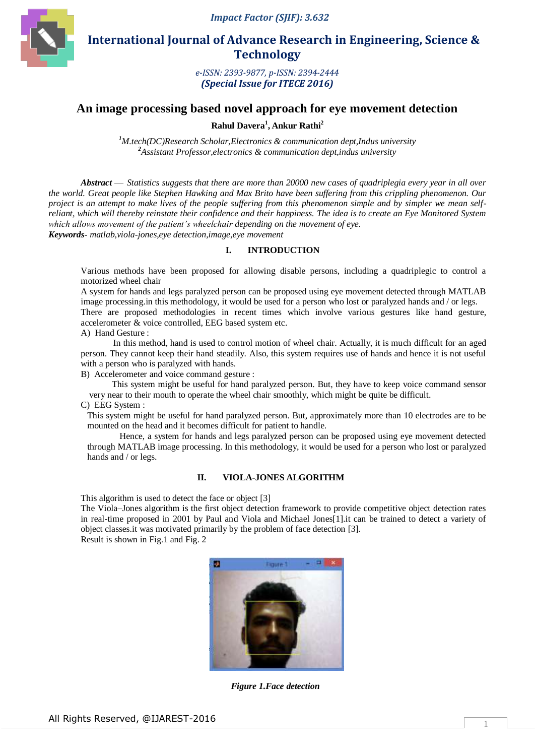# International Journal of Advance Research in Engineering, Science & Technology

*e-ISSN: 2393-9877, p-ISSN: 2394-2444*
***(Special Issue for ITECE 2016)***

## An image processing based novel approach for eye movement detection

**Rahul Davera[1], Ankur Rathi[2]**

*[1]M.tech(DC)Research Scholar,Electronics & communication dept,Indus university*
*[2]Assistant Professor,electronics & communication dept,indus university*

***Abstract*** — *Statistics suggests that there are more than 20000 new cases of quadriplegia every year in all over the world. Great people like Stephen Hawking and Max Brito have been suffering from this crippling phenomenon. Our project is an attempt to make lives of the people suffering from this phenomenon simple and by simpler we mean self-reliant, which will thereby reinstate their confidence and their happiness. The idea is to create an Eye Monitored System which allows movement of the patient's wheelchair depending on the movement of eye.*

***Keywords-*** *matlab,viola-jones,eye detection,image,eye movement*

## I. INTRODUCTION

Various methods have been proposed for allowing disable persons, including a quadriplegic to control a motorized wheel chair

A system for hands and legs paralyzed person can be proposed using eye movement detected through MATLAB image processing.in this methodology, it would be used for a person who lost or paralyzed hands and / or legs.

There are proposed methodologies in recent times which involve various gestures like hand gesture, accelerometer & voice controlled, EEG based system etc.

A) Hand Gesture :

In this method, hand is used to control motion of wheel chair. Actually, it is much difficult for an aged person. They cannot keep their hand steadily. Also, this system requires use of hands and hence it is not useful with a person who is paralyzed with hands.

B) Accelerometer and voice command gesture :

This system might be useful for hand paralyzed person. But, they have to keep voice command sensor very near to their mouth to operate the wheel chair smoothly, which might be quite be difficult.

C) EEG System :

This system might be useful for hand paralyzed person. But, approximately more than 10 electrodes are to be mounted on the head and it becomes difficult for patient to handle.

Hence, a system for hands and legs paralyzed person can be proposed using eye movement detected through MATLAB image processing. In this methodology, it would be used for a person who lost or paralyzed hands and / or legs.

## II. VIOLA-JONES ALGORITHM

This algorithm is used to detect the face or object [3]

The Viola–Jones algorithm is the first object detection framework to provide competitive object detection rates in real-time proposed in 2001 by Paul and Viola and Michael Jones[1].it can be trained to detect a variety of object classes.it was motivated primarily by the problem of face detection [3].

Result is shown in Fig.1 and Fig. 2

*Figure 1.Face detection*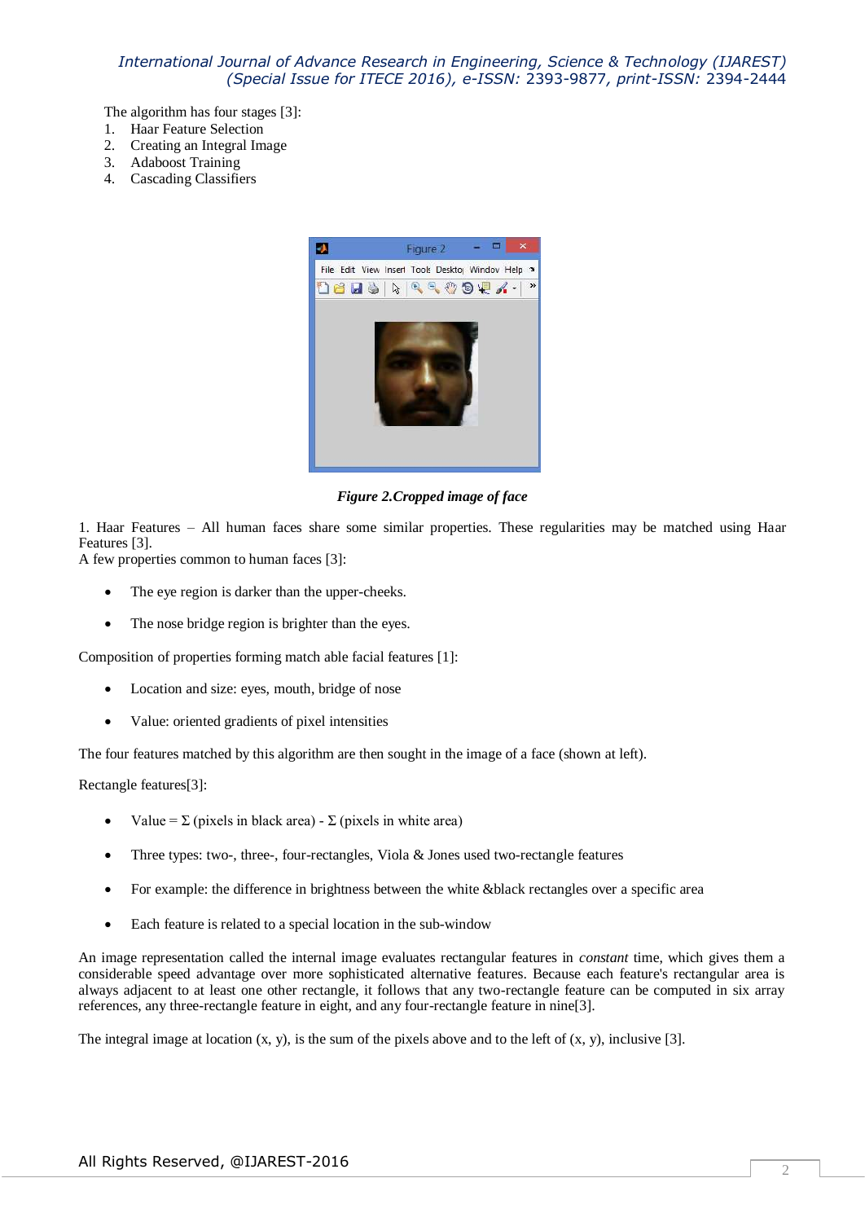The algorithm has four stages [3]:

1. Haar Feature Selection
2. Creating an Integral Image
3. Adaboost Training
4. Cascading Classifiers

***Figure 2.Cropped image of face***

1. Haar Features – All human faces share some similar properties. These regularities may be matched using Haar Features [3].

A few properties common to human faces [3]:

- The eye region is darker than the upper-cheeks.
- The nose bridge region is brighter than the eyes.

Composition of properties forming match able facial features [1]:

- Location and size: eyes, mouth, bridge of nose
- Value: oriented gradients of pixel intensities

The four features matched by this algorithm are then sought in the image of a face (shown at left).

Rectangle features[3]:

- Value = Σ (pixels in black area) - Σ (pixels in white area)
- Three types: two-, three-, four-rectangles, Viola & Jones used two-rectangle features
- For example: the difference in brightness between the white &black rectangles over a specific area
- Each feature is related to a special location in the sub-window

An image representation called the internal image evaluates rectangular features in *constant* time, which gives them a considerable speed advantage over more sophisticated alternative features. Because each feature's rectangular area is always adjacent to at least one other rectangle, it follows that any two-rectangle feature can be computed in six array references, any three-rectangle feature in eight, and any four-rectangle feature in nine[3].

The integral image at location (x, y), is the sum of the pixels above and to the left of (x, y), inclusive [3].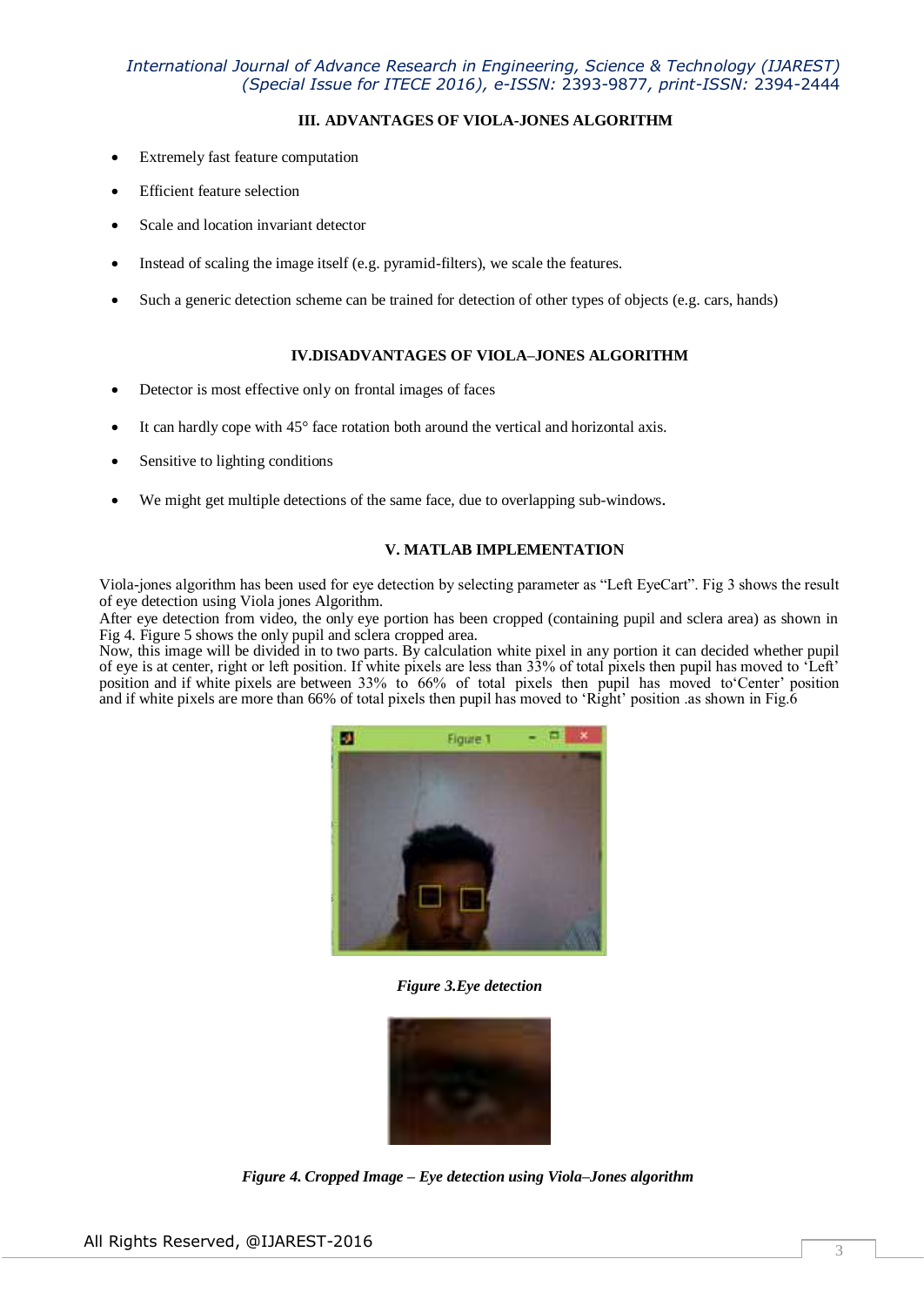## III. ADVANTAGES OF VIOLA-JONES ALGORITHM

- Extremely fast feature computation
- Efficient feature selection
- Scale and location invariant detector
- Instead of scaling the image itself (e.g. pyramid-filters), we scale the features.
- Such a generic detection scheme can be trained for detection of other types of objects (e.g. cars, hands)

## IV.DISADVANTAGES OF VIOLA–JONES ALGORITHM

- Detector is most effective only on frontal images of faces
- It can hardly cope with 45° face rotation both around the vertical and horizontal axis.
- Sensitive to lighting conditions
- We might get multiple detections of the same face, due to overlapping sub-windows.

## V. MATLAB IMPLEMENTATION

Viola-jones algorithm has been used for eye detection by selecting parameter as "Left EyeCart". Fig 3 shows the result of eye detection using Viola jones Algorithm.
After eye detection from video, the only eye portion has been cropped (containing pupil and sclera area) as shown in Fig 4. Figure 5 shows the only pupil and sclera cropped area.
Now, this image will be divided in to two parts. By calculation white pixel in any portion it can decided whether pupil of eye is at center, right or left position. If white pixels are less than 33% of total pixels then pupil has moved to 'Left' position and if white pixels are between 33% to 66% of total pixels then pupil has moved to'Center' position and if white pixels are more than 66% of total pixels then pupil has moved to 'Right' position .as shown in Fig.6

*Figure 3.Eye detection*

*Figure 4. Cropped Image – Eye detection using Viola–Jones algorithm*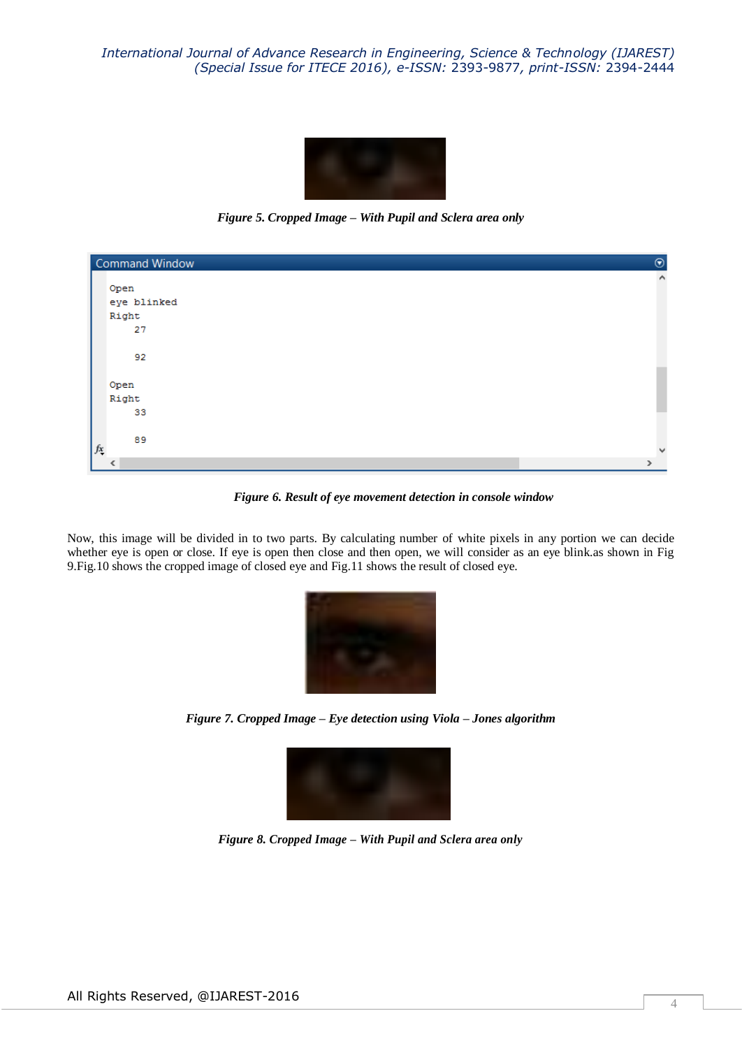*Figure 5. Cropped Image – With Pupil and Sclera area only*

```
Open
eye blinked
Right
    27

    92

Open
Right
    33

    89
```

*Figure 6. Result of eye movement detection in console window*

Now, this image will be divided in to two parts. By calculating number of white pixels in any portion we can decide whether eye is open or close. If eye is open then close and then open, we will consider as an eye blink.as shown in Fig 9.Fig.10 shows the cropped image of closed eye and Fig.11 shows the result of closed eye.

*Figure 7. Cropped Image – Eye detection using Viola – Jones algorithm*

*Figure 8. Cropped Image – With Pupil and Sclera area only*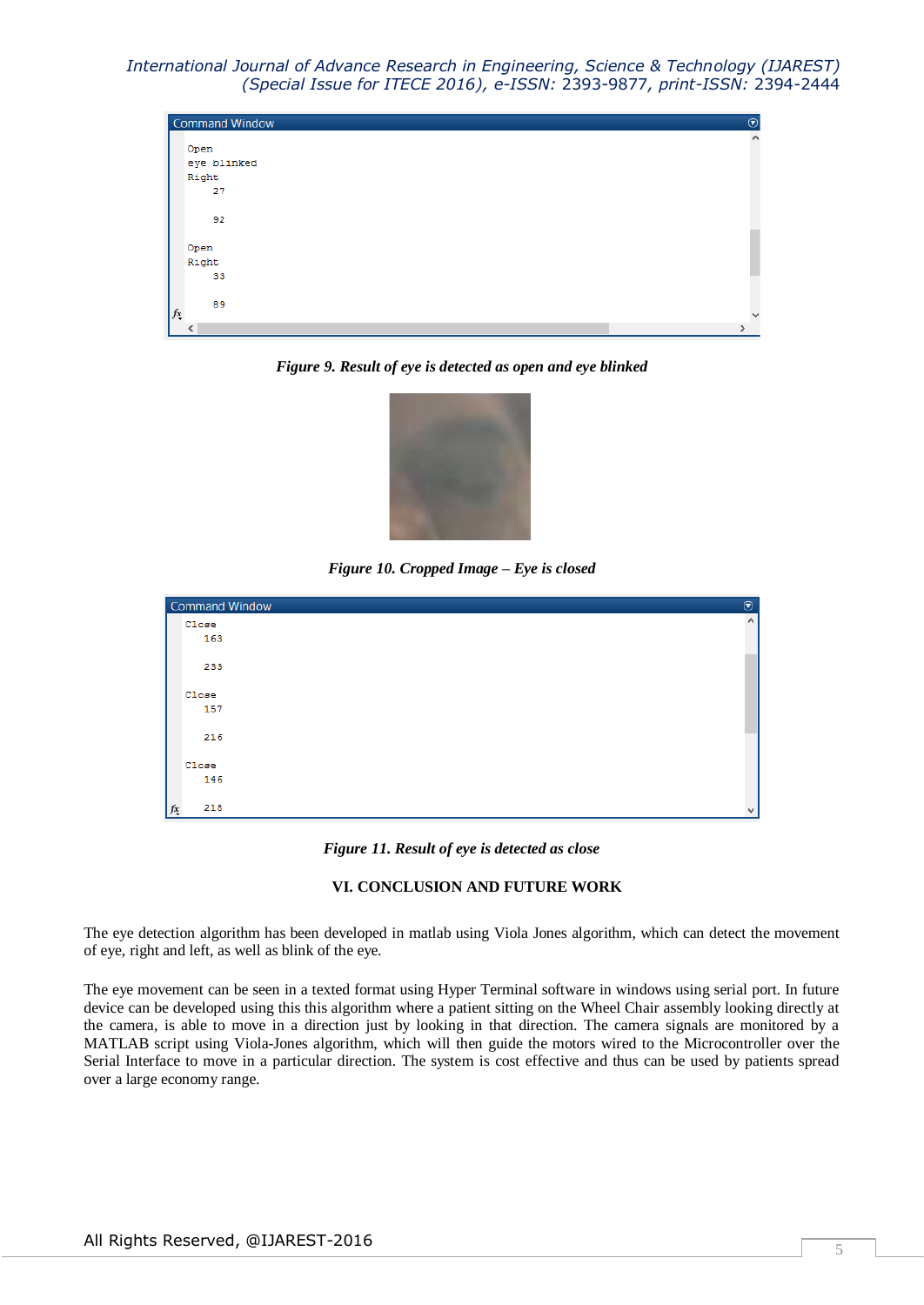Figure 9. *Result of eye is detected as open and eye blinked*

Figure 10. *Cropped Image – Eye is closed*

Figure 11. *Result of eye is detected as close*

## VI. CONCLUSION AND FUTURE WORK

The eye detection algorithm has been developed in matlab using Viola Jones algorithm, which can detect the movement of eye, right and left, as well as blink of the eye.

The eye movement can be seen in a texted format using Hyper Terminal software in windows using serial port. In future device can be developed using this this algorithm where a patient sitting on the Wheel Chair assembly looking directly at the camera, is able to move in a direction just by looking in that direction. The camera signals are monitored by a MATLAB script using Viola-Jones algorithm, which will then guide the motors wired to the Microcontroller over the Serial Interface to move in a particular direction. The system is cost effective and thus can be used by patients spread over a large economy range.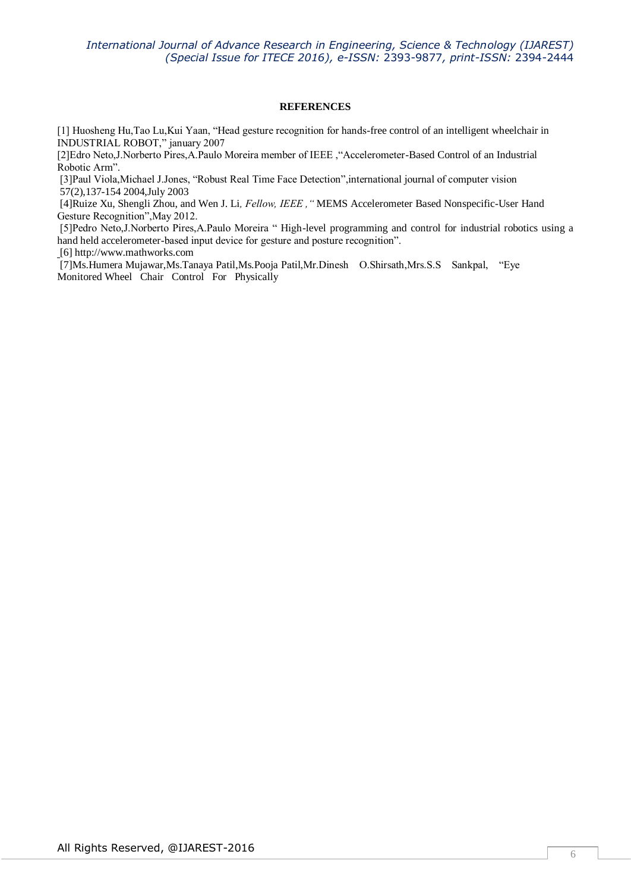**REFERENCES**

[1] Huosheng Hu,Tao Lu,Kui Yaan, "Head gesture recognition for hands-free control of an intelligent wheelchair in INDUSTRIAL ROBOT," january 2007

[2]Edro Neto,J.Norberto Pires,A.Paulo Moreira member of IEEE ,"Accelerometer-Based Control of an Industrial Robotic Arm".

[3]Paul Viola,Michael J.Jones, "Robust Real Time Face Detection",international journal of computer vision 57(2),137-154 2004,July 2003

[4]Ruize Xu, Shengli Zhou, and Wen J. Li*, Fellow, IEEE ,"* MEMS Accelerometer Based Nonspecific-User Hand Gesture Recognition",May 2012.

[5]Pedro Neto,J.Norberto Pires,A.Paulo Moreira " High-level programming and control for industrial robotics using a hand held accelerometer-based input device for gesture and posture recognition".

[6] http://www.mathworks.com

[7]Ms.Humera Mujawar,Ms.Tanaya Patil,Ms.Pooja Patil,Mr.Dinesh O.Shirsath,Mrs.S.S Sankpal, "Eye Monitored Wheel Chair Control For Physically